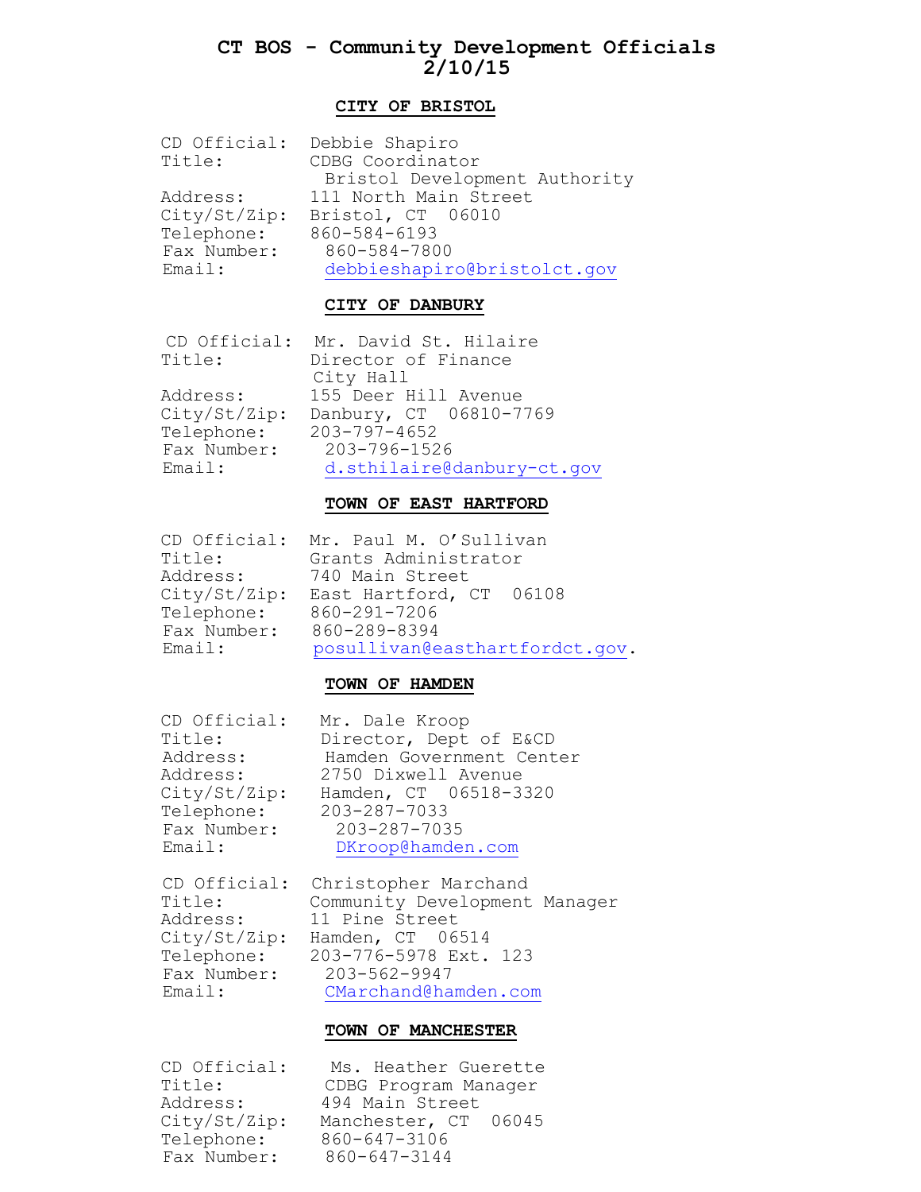# CT BOS - Community Development Officials
## 2/10/15

### CITY OF BRISTOL

CD Official: Debbie Shapiro
Title: CDBG Coordinator
Bristol Development Authority
Address: 111 North Main Street
City/St/Zip: Bristol, CT 06010
Telephone: 860-584-6193
Fax Number: 860-584-7800
Email: debbieshapiro@bristolct.gov

### CITY OF DANBURY

CD Official: Mr. David St. Hilaire
Title: Director of Finance
City Hall
Address: 155 Deer Hill Avenue
City/St/Zip: Danbury, CT 06810-7769
Telephone: 203-797-4652
Fax Number: 203-796-1526
Email: d.sthilaire@danbury-ct.gov

### TOWN OF EAST HARTFORD

CD Official: Mr. Paul M. O'Sullivan
Title: Grants Administrator
Address: 740 Main Street
City/St/Zip: East Hartford, CT 06108
Telephone: 860-291-7206
Fax Number: 860-289-8394
Email: posullivan@easthartfordct.gov.

### TOWN OF HAMDEN

CD Official: Mr. Dale Kroop
Title: Director, Dept of E&CD
Address: Hamden Government Center
Address: 2750 Dixwell Avenue
City/St/Zip: Hamden, CT 06518-3320
Telephone: 203-287-7033
Fax Number: 203-287-7035
Email: DKroop@hamden.com

CD Official: Christopher Marchand
Title: Community Development Manager
Address: 11 Pine Street
City/St/Zip: Hamden, CT 06514
Telephone: 203-776-5978 Ext. 123
Fax Number: 203-562-9947
Email: CMarchand@hamden.com

### TOWN OF MANCHESTER

CD Official: Ms. Heather Guerette
Title: CDBG Program Manager
Address: 494 Main Street
City/St/Zip: Manchester, CT 06045
Telephone: 860-647-3106
Fax Number: 860-647-3144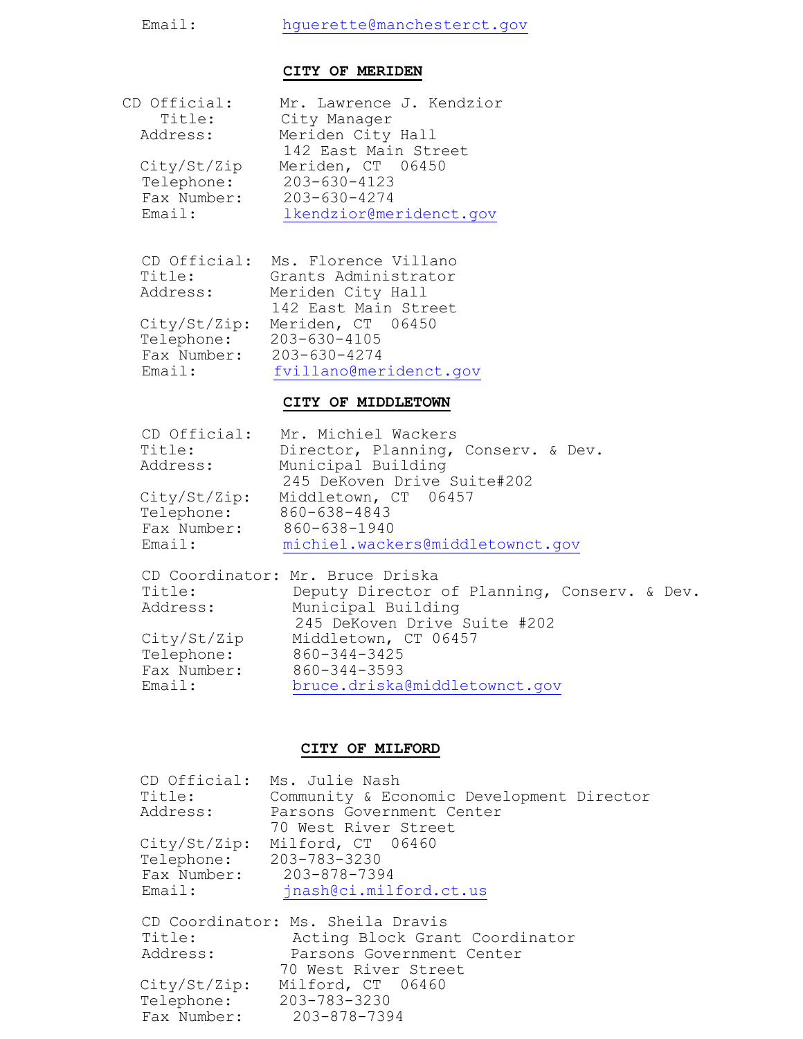Email: hguerette@manchesterct.gov

**CITY OF MERIDEN**

CD Official: Mr. Lawrence J. Kendzior
Title: City Manager
Address: Meriden City Hall
142 East Main Street
City/St/Zip Meriden, CT 06450
Telephone: 203-630-4123
Fax Number: 203-630-4274
Email: lkendzior@meridenct.gov

CD Official: Ms. Florence Villano
Title: Grants Administrator
Address: Meriden City Hall
142 East Main Street
City/St/Zip: Meriden, CT 06450
Telephone: 203-630-4105
Fax Number: 203-630-4274
Email: fvillano@meridenct.gov

**CITY OF MIDDLETOWN**

CD Official: Mr. Michiel Wackers
Title: Director, Planning, Conserv. & Dev.
Address: Municipal Building
245 DeKoven Drive Suite#202
City/St/Zip: Middletown, CT 06457
Telephone: 860-638-4843
Fax Number: 860-638-1940
Email: michiel.wackers@middletownct.gov

CD Coordinator: Mr. Bruce Driska
Title: Deputy Director of Planning, Conserv. & Dev.
Address: Municipal Building
245 DeKoven Drive Suite #202
City/St/Zip Middletown, CT 06457
Telephone: 860-344-3425
Fax Number: 860-344-3593
Email: bruce.driska@middletownct.gov

**CITY OF MILFORD**

CD Official: Ms. Julie Nash
Title: Community & Economic Development Director
Address: Parsons Government Center
70 West River Street
City/St/Zip: Milford, CT 06460
Telephone: 203-783-3230
Fax Number: 203-878-7394
Email: jnash@ci.milford.ct.us

CD Coordinator: Ms. Sheila Dravis
Title: Acting Block Grant Coordinator
Address: Parsons Government Center
70 West River Street
City/St/Zip: Milford, CT 06460
Telephone: 203-783-3230
Fax Number: 203-878-7394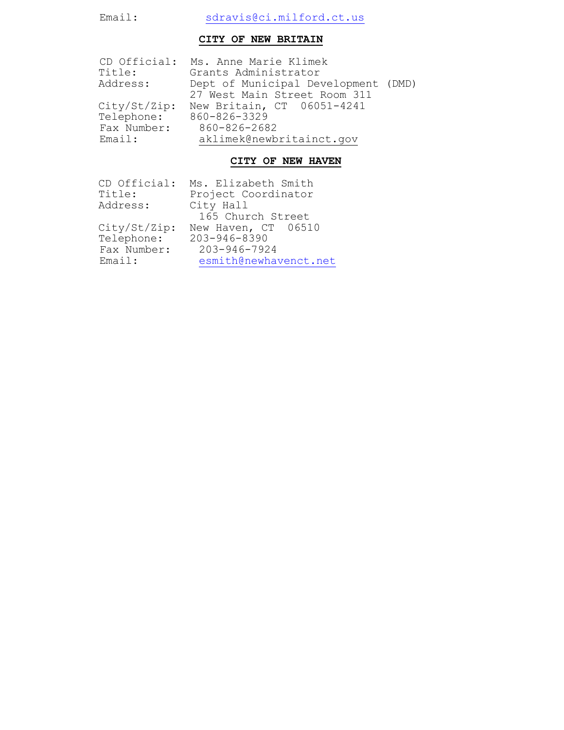Email: sdravis@ci.milford.ct.us

## CITY OF NEW BRITAIN

CD Official: Ms. Anne Marie Klimek
Title: Grants Administrator
Address: Dept of Municipal Development (DMD)
27 West Main Street Room 311
City/St/Zip: New Britain, CT 06051-4241
Telephone: 860-826-3329
Fax Number: 860-826-2682
Email: aklimek@newbritainct.gov

## CITY OF NEW HAVEN

CD Official: Ms. Elizabeth Smith
Title: Project Coordinator
Address: City Hall
165 Church Street
City/St/Zip: New Haven, CT 06510
Telephone: 203-946-8390
Fax Number: 203-946-7924
Email: esmith@newhavenct.net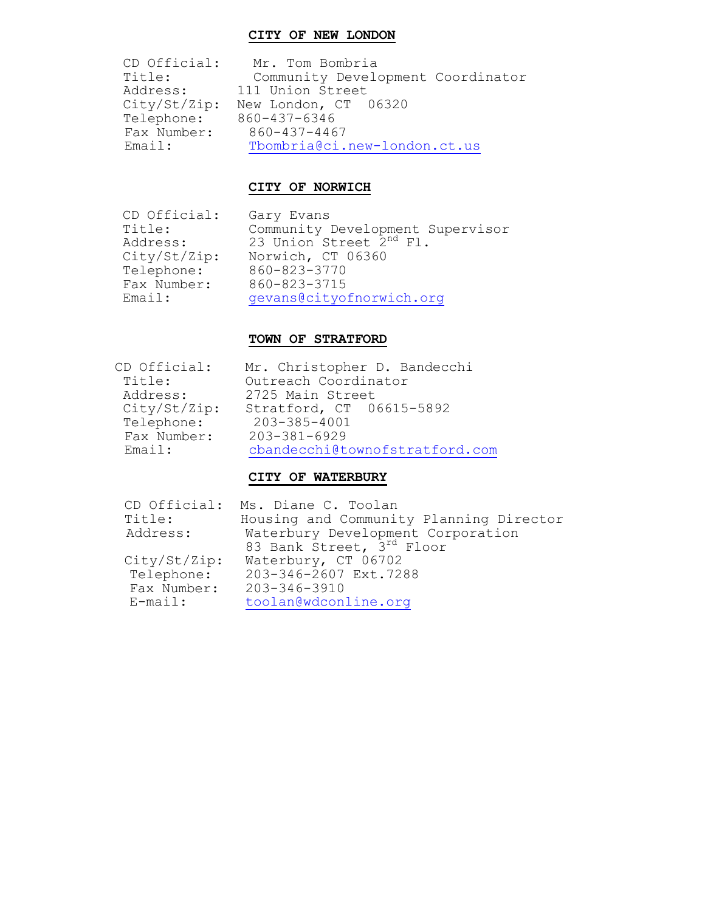**CITY OF NEW LONDON**

CD Official: Mr. Tom Bombria
Title: Community Development Coordinator
Address: 111 Union Street
City/St/Zip: New London, CT 06320
Telephone: 860-437-6346
Fax Number: 860-437-4467
Email: Tbombria@ci.new-london.ct.us

**CITY OF NORWICH**

CD Official: Gary Evans
Title: Community Development Supervisor
Address: 23 Union Street 2nd Fl.
City/St/Zip: Norwich, CT 06360
Telephone: 860-823-3770
Fax Number: 860-823-3715
Email: gevans@cityofnorwich.org

**TOWN OF STRATFORD**

CD Official: Mr. Christopher D. Bandecchi
Title: Outreach Coordinator
Address: 2725 Main Street
City/St/Zip: Stratford, CT 06615-5892
Telephone: 203-385-4001
Fax Number: 203-381-6929
Email: cbandecchi@townofstratford.com

**CITY OF WATERBURY**

CD Official: Ms. Diane C. Toolan
Title: Housing and Community Planning Director
Address: Waterbury Development Corporation
83 Bank Street, 3rd Floor
City/St/Zip: Waterbury, CT 06702
Telephone: 203-346-2607 Ext.7288
Fax Number: 203-346-3910
E-mail: toolan@wdconline.org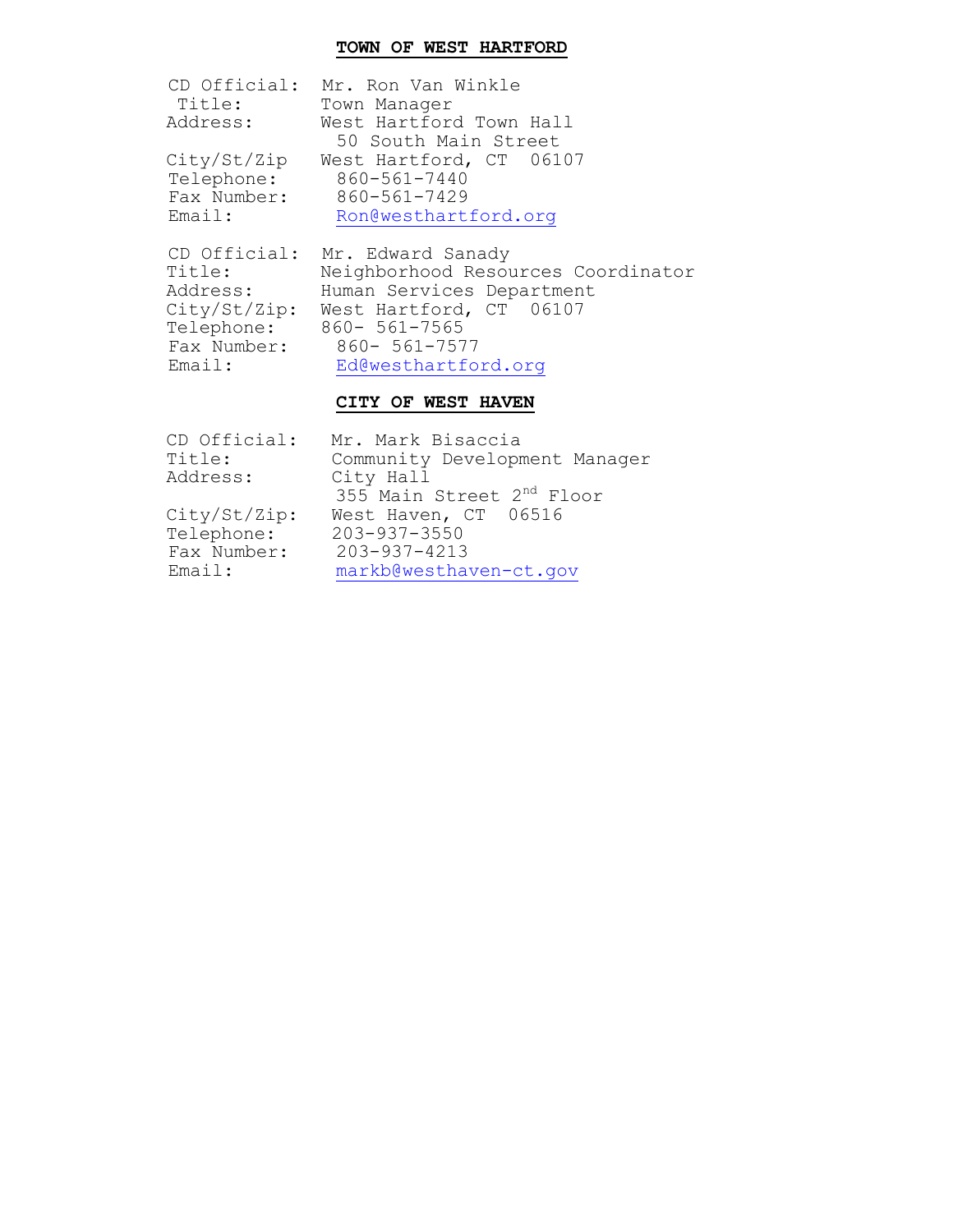## TOWN OF WEST HARTFORD

| | |
|---|---|
| CD Official: | Mr. Ron Van Winkle |
| Title: | Town Manager |
| Address: | West Hartford Town Hall<br>50 South Main Street |
| City/St/Zip | West Hartford, CT 06107 |
| Telephone: | 860-561-7440 |
| Fax Number: | 860-561-7429 |
| Email: | Ron@westhartford.org |

| | |
|---|---|
| CD Official: | Mr. Edward Sanady |
| Title: | Neighborhood Resources Coordinator |
| Address: | Human Services Department |
| City/St/Zip: | West Hartford, CT 06107 |
| Telephone: | 860- 561-7565 |
| Fax Number: | 860- 561-7577 |
| Email: | Ed@westhartford.org |

## CITY OF WEST HAVEN

| | |
|---|---|
| CD Official: | Mr. Mark Bisaccia |
| Title: | Community Development Manager |
| Address: | City Hall<br>355 Main Street 2nd Floor |
| City/St/Zip: | West Haven, CT 06516 |
| Telephone: | 203-937-3550 |
| Fax Number: | 203-937-4213 |
| Email: | markb@westhaven-ct.gov |